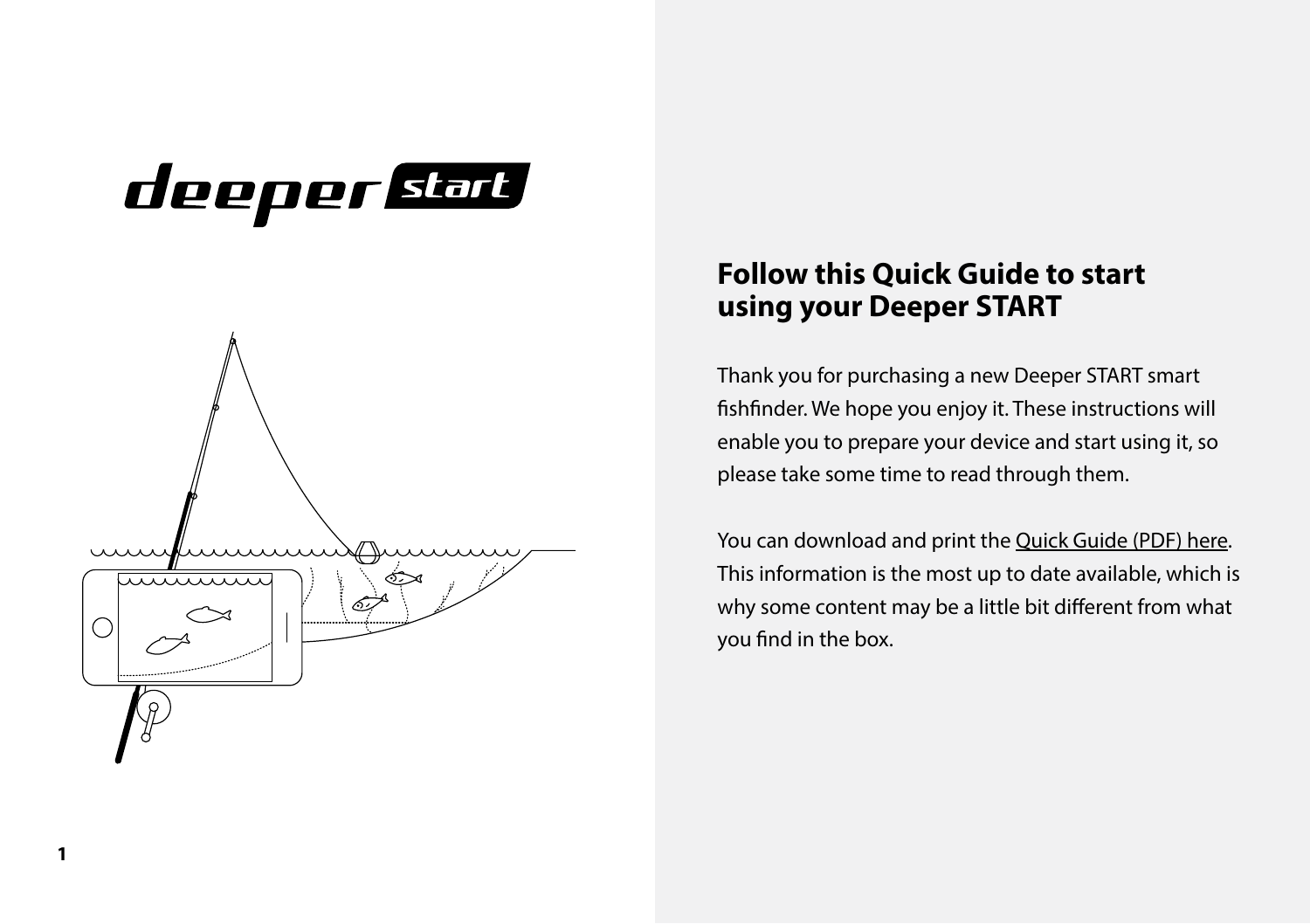deeper start

## Follow this Quick Guide to start using your Deeper START

Thank you for purchasing a new Deeper START smart fishfinder. We hope you enjoy it. These instructions will enable you to prepare your device and start using it, so please take some time to read through them.

You can download and print the Quick Guide (PDF) here. This information is the most up to date available, which is why some content may be a little bit different from what you find in the box.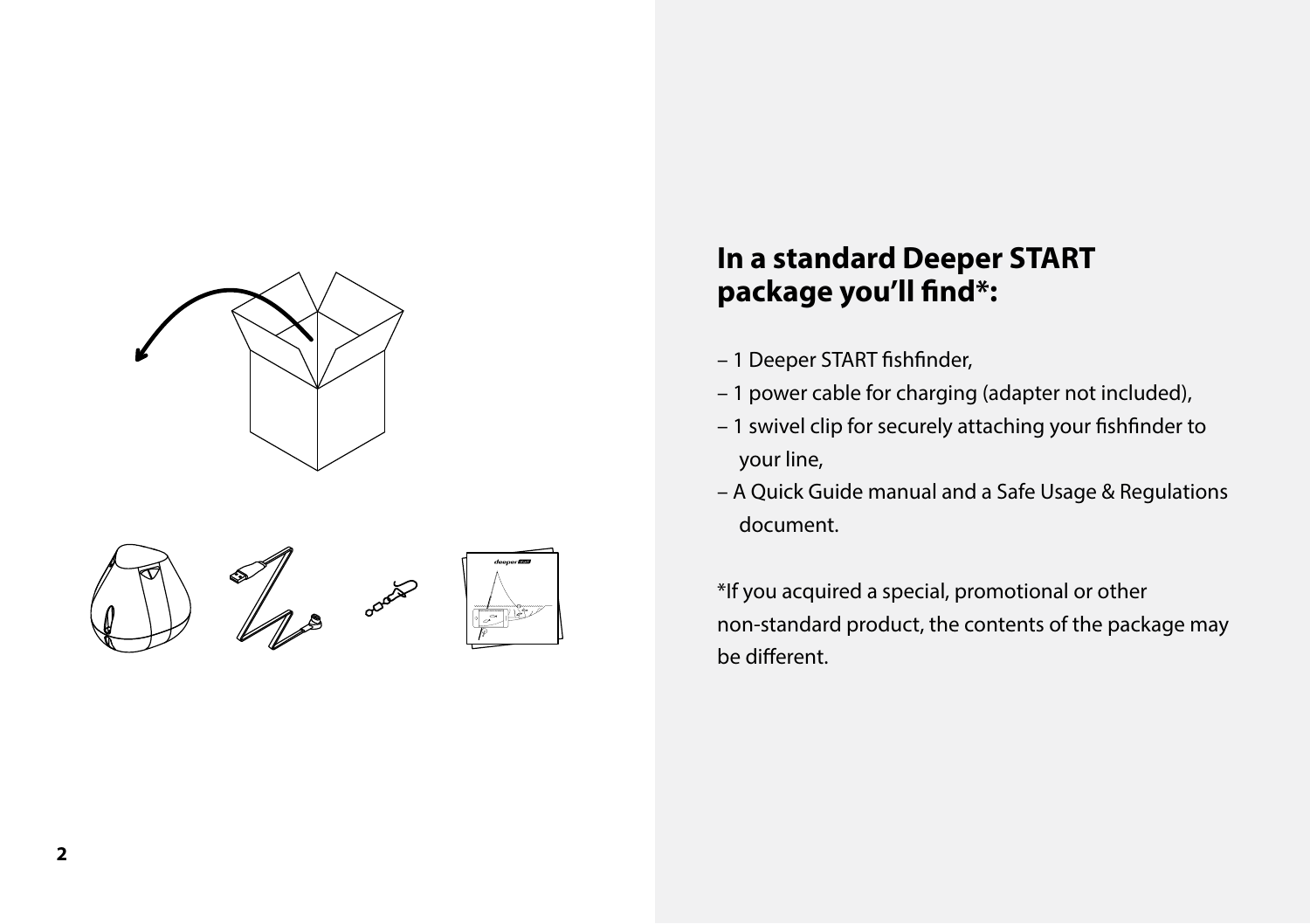## In a standard Deeper START package you'll find*:

– 1 Deeper START fishfinder,
– 1 power cable for charging (adapter not included),
– 1 swivel clip for securely attaching your fishfinder to your line,
– A Quick Guide manual and a Safe Usage & Regulations document.

*If you acquired a special, promotional or other non-standard product, the contents of the package may be different.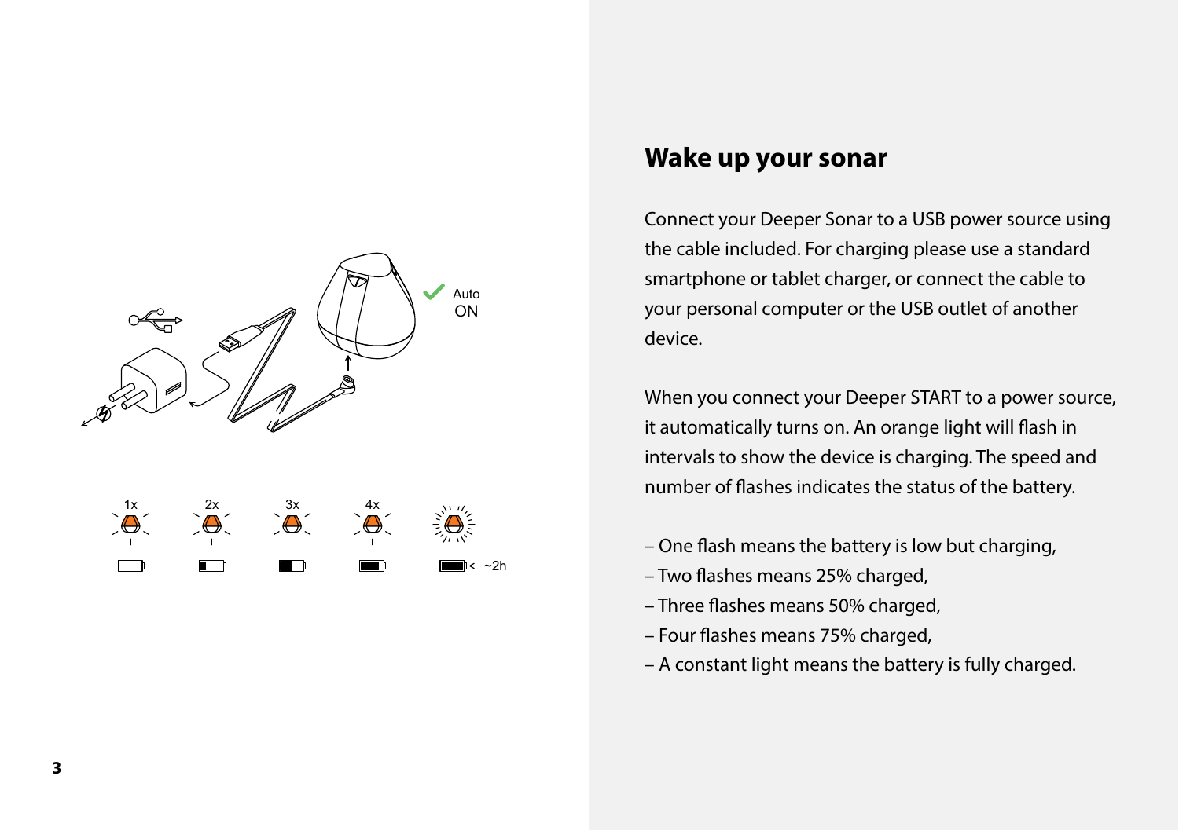## Wake up your sonar

Connect your Deeper Sonar to a USB power source using the cable included. For charging please use a standard smartphone or tablet charger, or connect the cable to your personal computer or the USB outlet of another device.

When you connect your Deeper START to a power source, it automatically turns on. An orange light will flash in intervals to show the device is charging. The speed and number of flashes indicates the status of the battery.

– One flash means the battery is low but charging,
– Two flashes means 25% charged,
– Three flashes means 50% charged,
– Four flashes means 75% charged,
– A constant light means the battery is fully charged.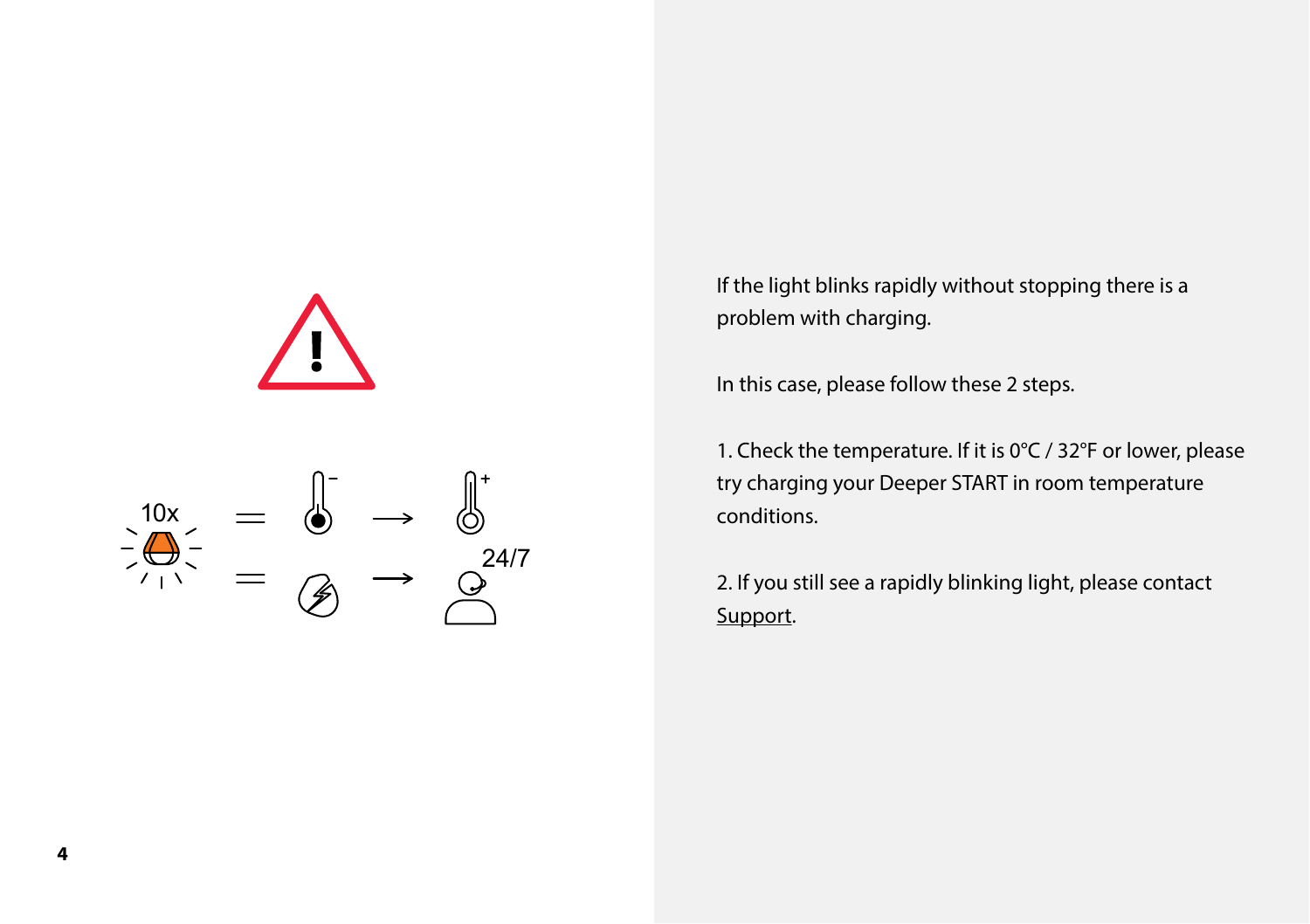If the light blinks rapidly without stopping there is a problem with charging.

In this case, please follow these 2 steps.

1. Check the temperature. If it is 0°C / 32°F or lower, please try charging your Deeper START in room temperature conditions.

2. If you still see a rapidly blinking light, please contact Support.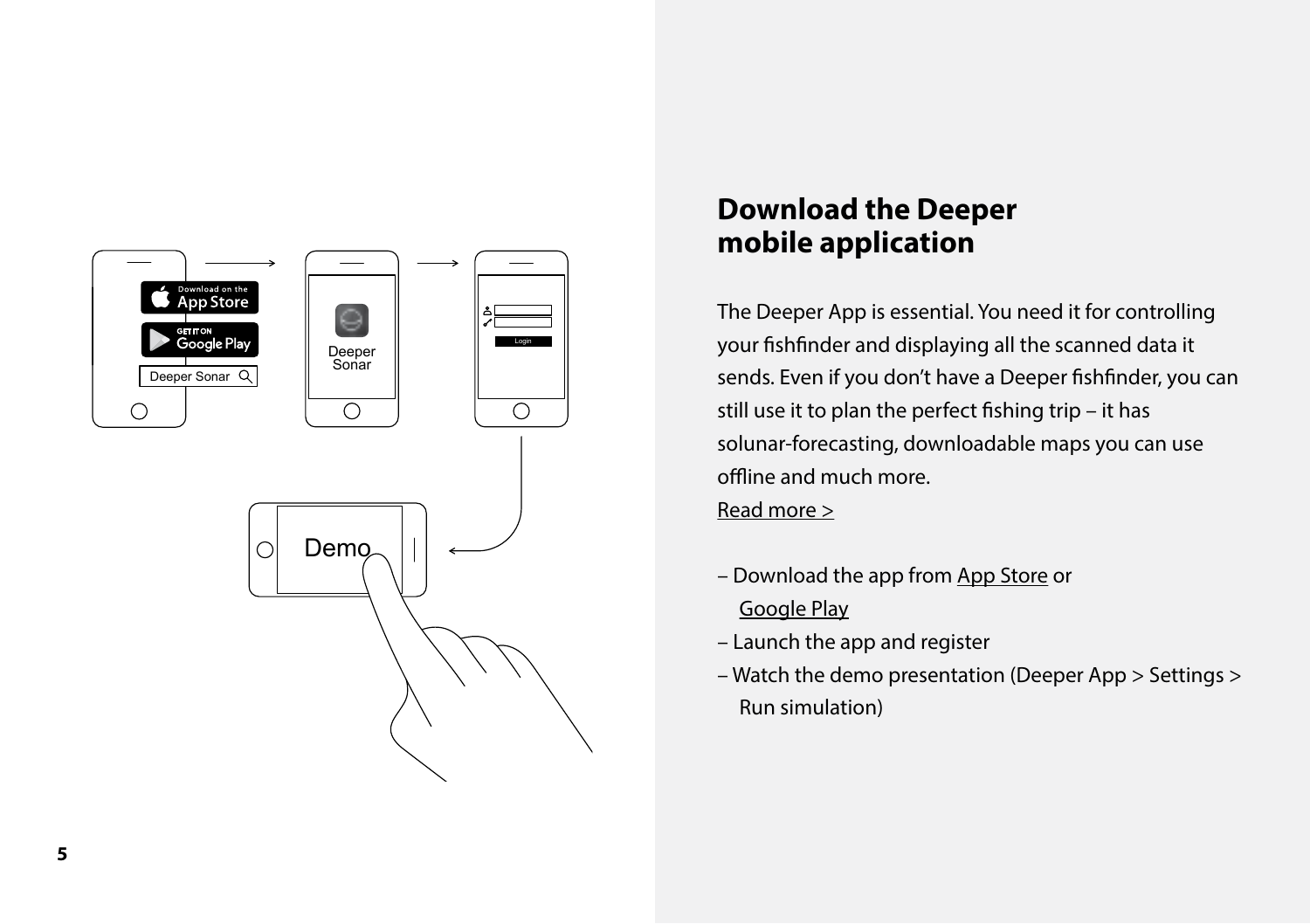## Download the Deeper mobile application

The Deeper App is essential. You need it for controlling your fishfinder and displaying all the scanned data it sends. Even if you don't have a Deeper fishfinder, you can still use it to plan the perfect fishing trip – it has solunar-forecasting, downloadable maps you can use offline and much more.
Read more >

- Download the app from App Store or Google Play
- Launch the app and register
- Watch the demo presentation (Deeper App > Settings > Run simulation)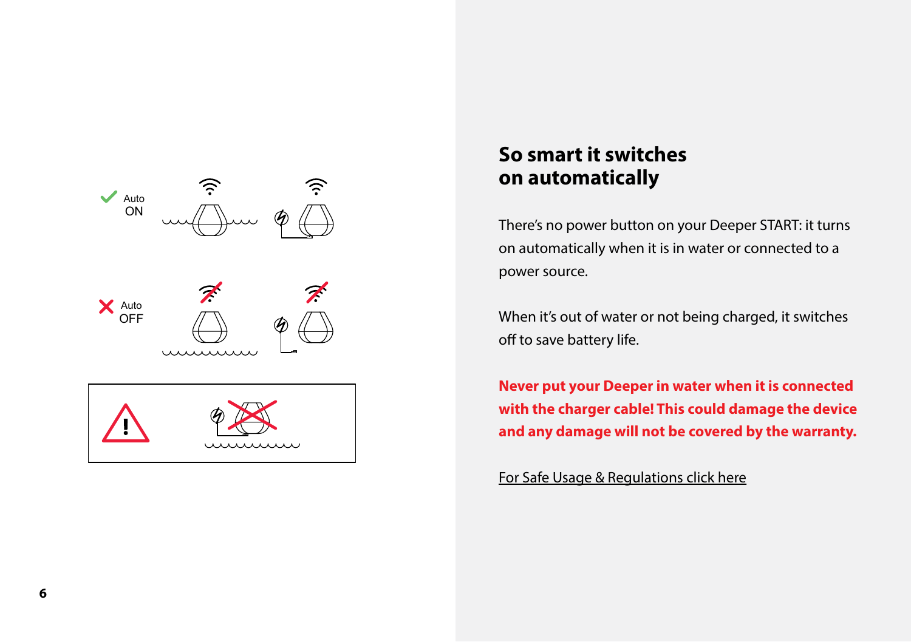Auto ON

Auto OFF

## So smart it switches on automatically

There's no power button on your Deeper START: it turns on automatically when it is in water or connected to a power source.

When it's out of water or not being charged, it switches off to save battery life.

**Never put your Deeper in water when it is connected with the charger cable! This could damage the device and any damage will not be covered by the warranty.**

For Safe Usage & Regulations click here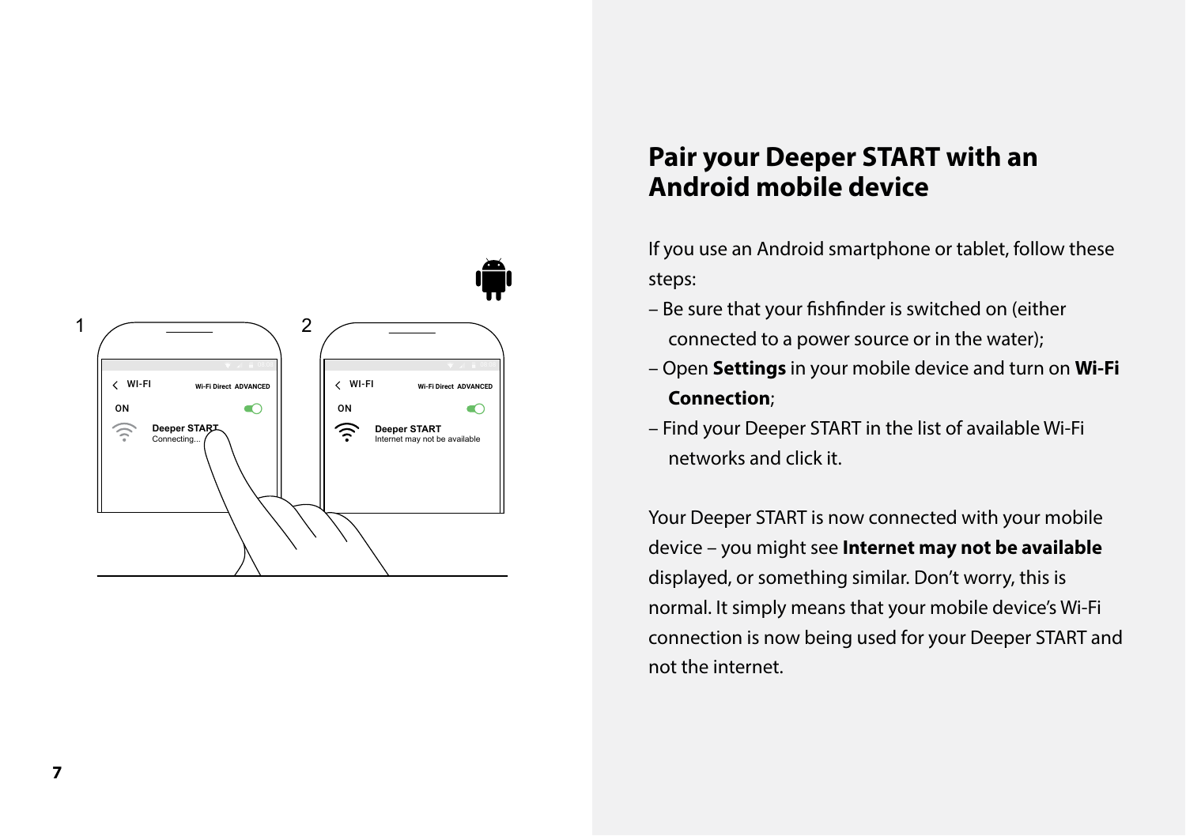## Pair your Deeper START with an Android mobile device

If you use an Android smartphone or tablet, follow these steps:

- Be sure that your fishfinder is switched on (either connected to a power source or in the water);
- Open **Settings** in your mobile device and turn on **Wi-Fi Connection**;
- Find your Deeper START in the list of available Wi-Fi networks and click it.

Your Deeper START is now connected with your mobile device – you might see **Internet may not be available** displayed, or something similar. Don't worry, this is normal. It simply means that your mobile device's Wi-Fi connection is now being used for your Deeper START and not the internet.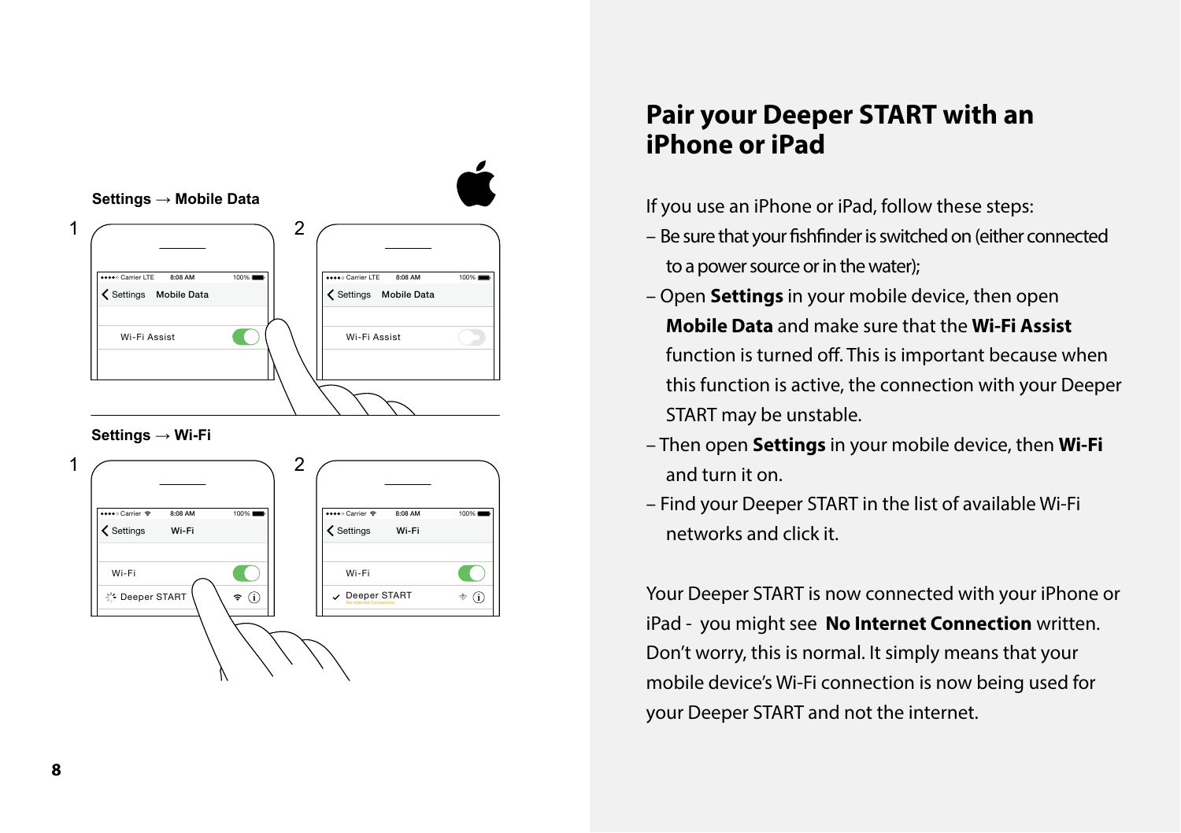Settings → Mobile Data

1

2

Settings → Wi-Fi

1

2

# Pair your Deeper START with an iPhone or iPad

If you use an iPhone or iPad, follow these steps:

- Be sure that your fishfinder is switched on (either connected to a power source or in the water);
- Open **Settings** in your mobile device, then open **Mobile Data** and make sure that the **Wi-Fi Assist** function is turned off. This is important because when this function is active, the connection with your Deeper START may be unstable.
- Then open **Settings** in your mobile device, then **Wi-Fi** and turn it on.
- Find your Deeper START in the list of available Wi-Fi networks and click it.

Your Deeper START is now connected with your iPhone or iPad - you might see **No Internet Connection** written. Don't worry, this is normal. It simply means that your mobile device's Wi-Fi connection is now being used for your Deeper START and not the internet.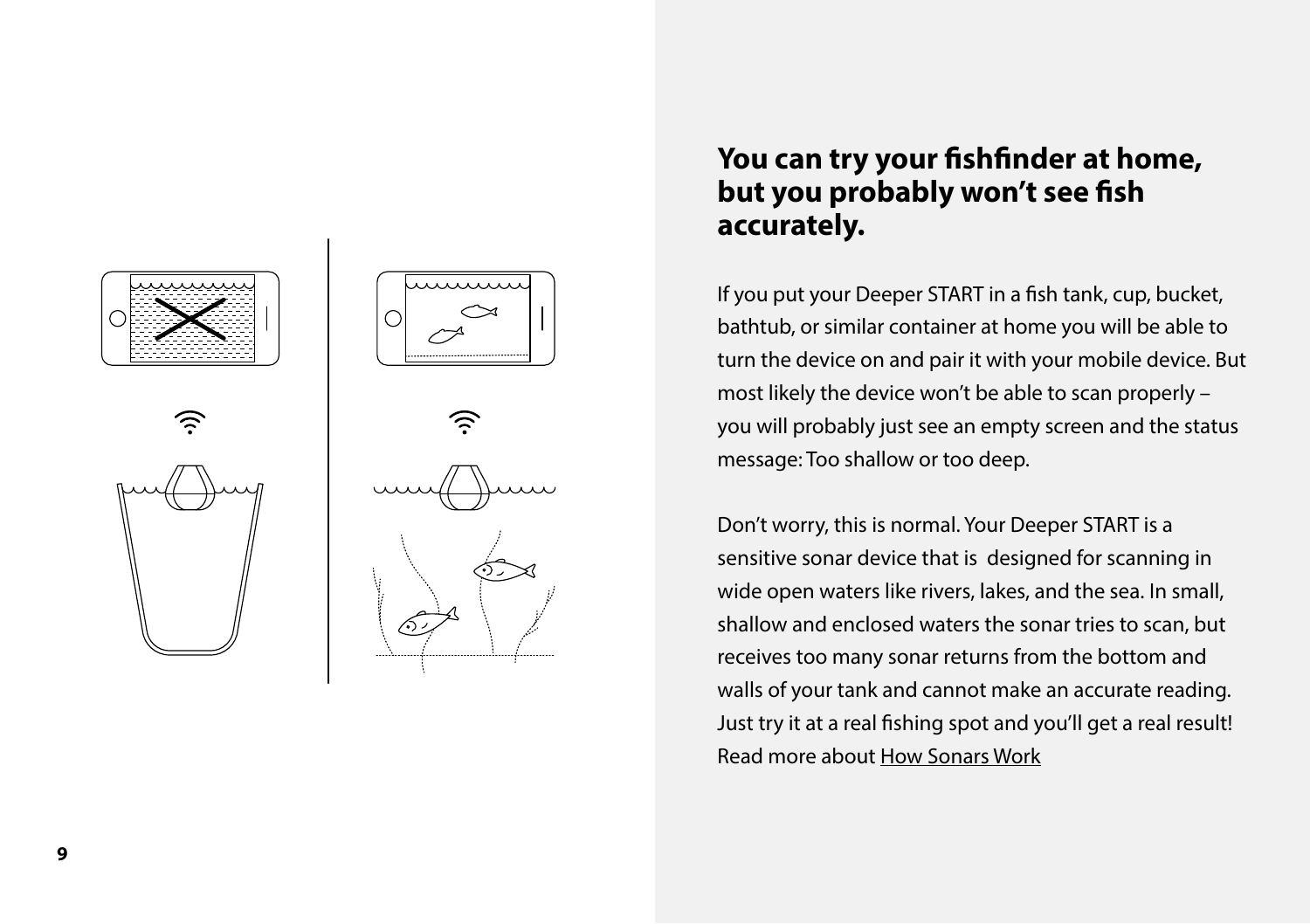## You can try your fishfinder at home, but you probably won't see fish accurately.

If you put your Deeper START in a fish tank, cup, bucket, bathtub, or similar container at home you will be able to turn the device on and pair it with your mobile device. But most likely the device won't be able to scan properly – you will probably just see an empty screen and the status message: Too shallow or too deep.

Don't worry, this is normal. Your Deeper START is a sensitive sonar device that is designed for scanning in wide open waters like rivers, lakes, and the sea. In small, shallow and enclosed waters the sonar tries to scan, but receives too many sonar returns from the bottom and walls of your tank and cannot make an accurate reading. Just try it at a real fishing spot and you'll get a real result! Read more about How Sonars Work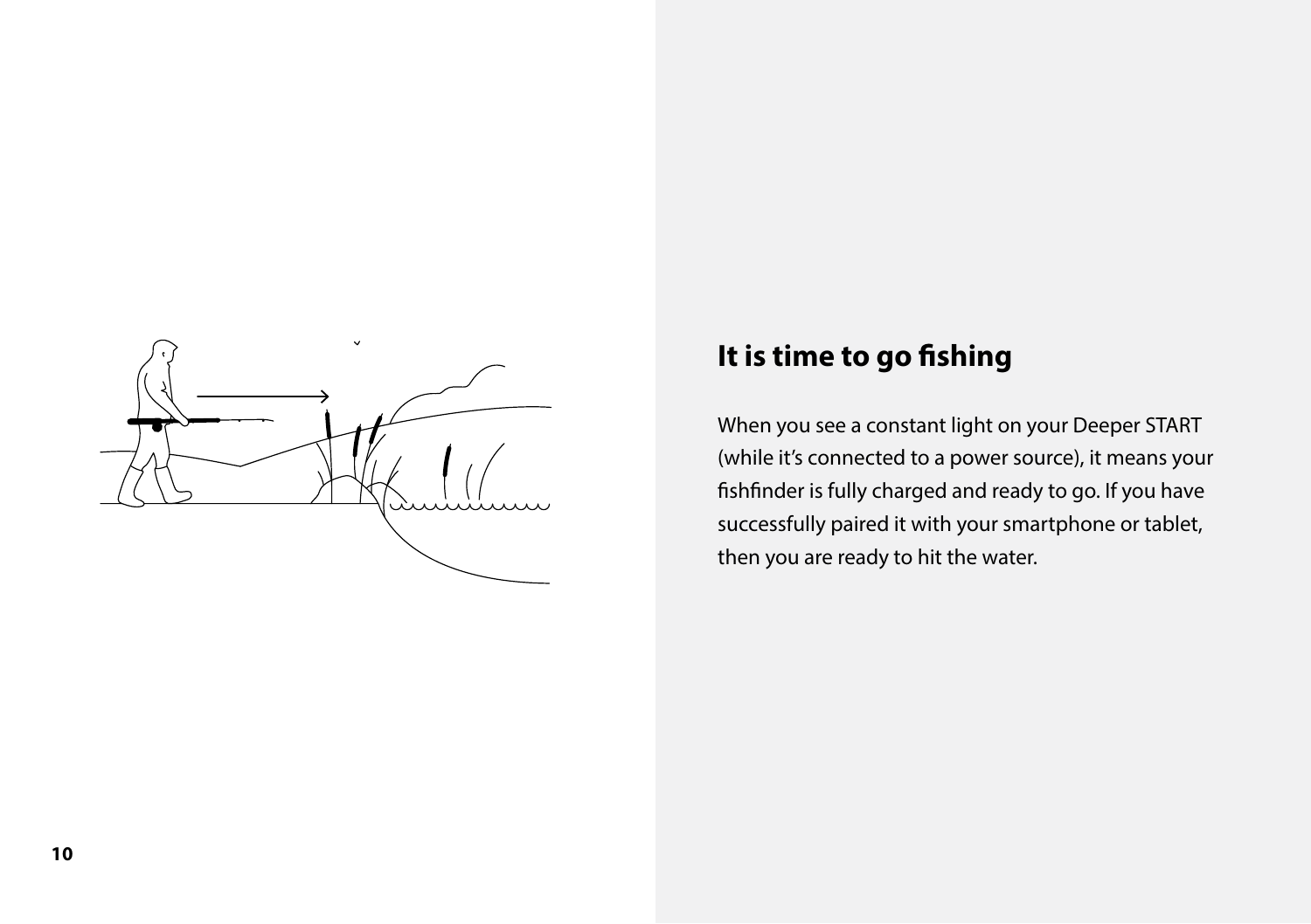## It is time to go fishing

When you see a constant light on your Deeper START (while it's connected to a power source), it means your fishfinder is fully charged and ready to go. If you have successfully paired it with your smartphone or tablet, then you are ready to hit the water.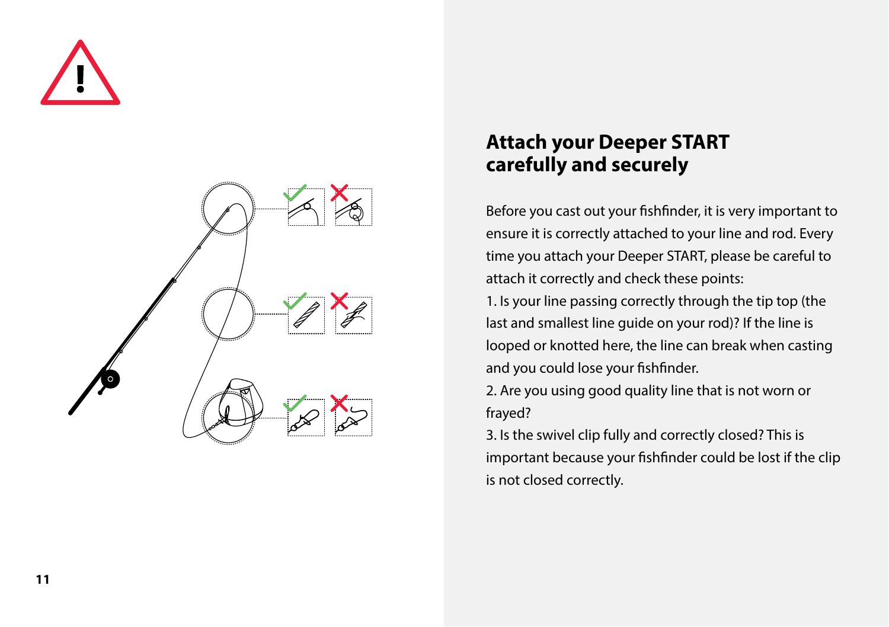## Attach your Deeper START carefully and securely

Before you cast out your fishfinder, it is very important to ensure it is correctly attached to your line and rod. Every time you attach your Deeper START, please be careful to attach it correctly and check these points:

1. Is your line passing correctly through the tip top (the last and smallest line guide on your rod)? If the line is looped or knotted here, the line can break when casting and you could lose your fishfinder.
2. Are you using good quality line that is not worn or frayed?
3. Is the swivel clip fully and correctly closed? This is important because your fishfinder could be lost if the clip is not closed correctly.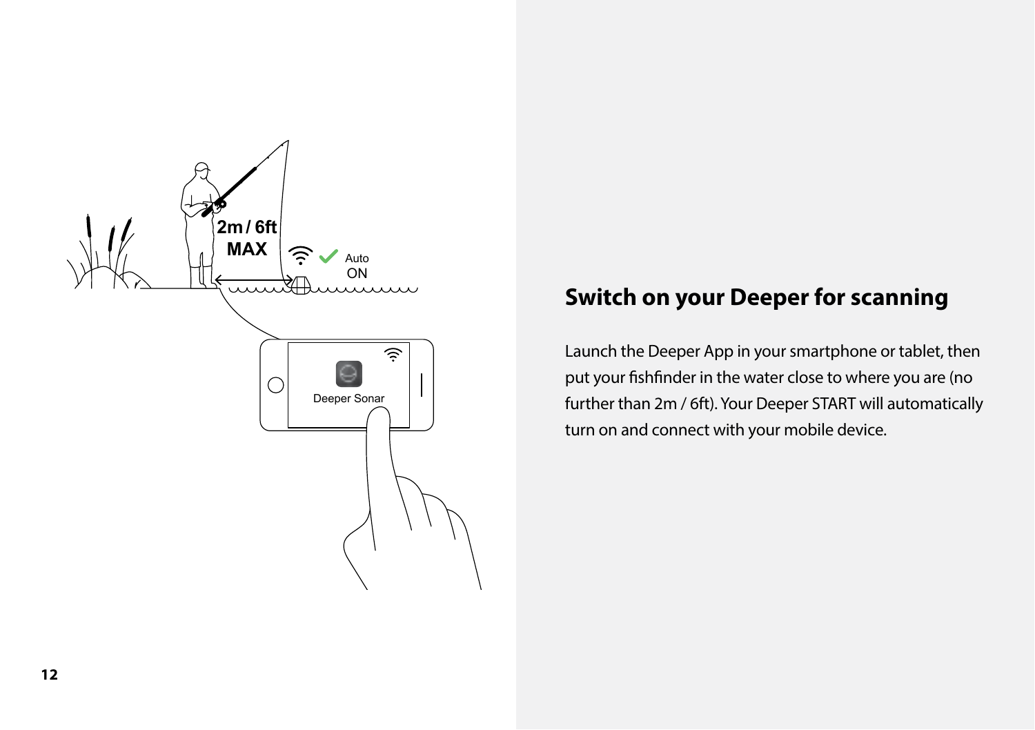## Switch on your Deeper for scanning

Launch the Deeper App in your smartphone or tablet, then put your fishfinder in the water close to where you are (no further than 2m / 6ft). Your Deeper START will automatically turn on and connect with your mobile device.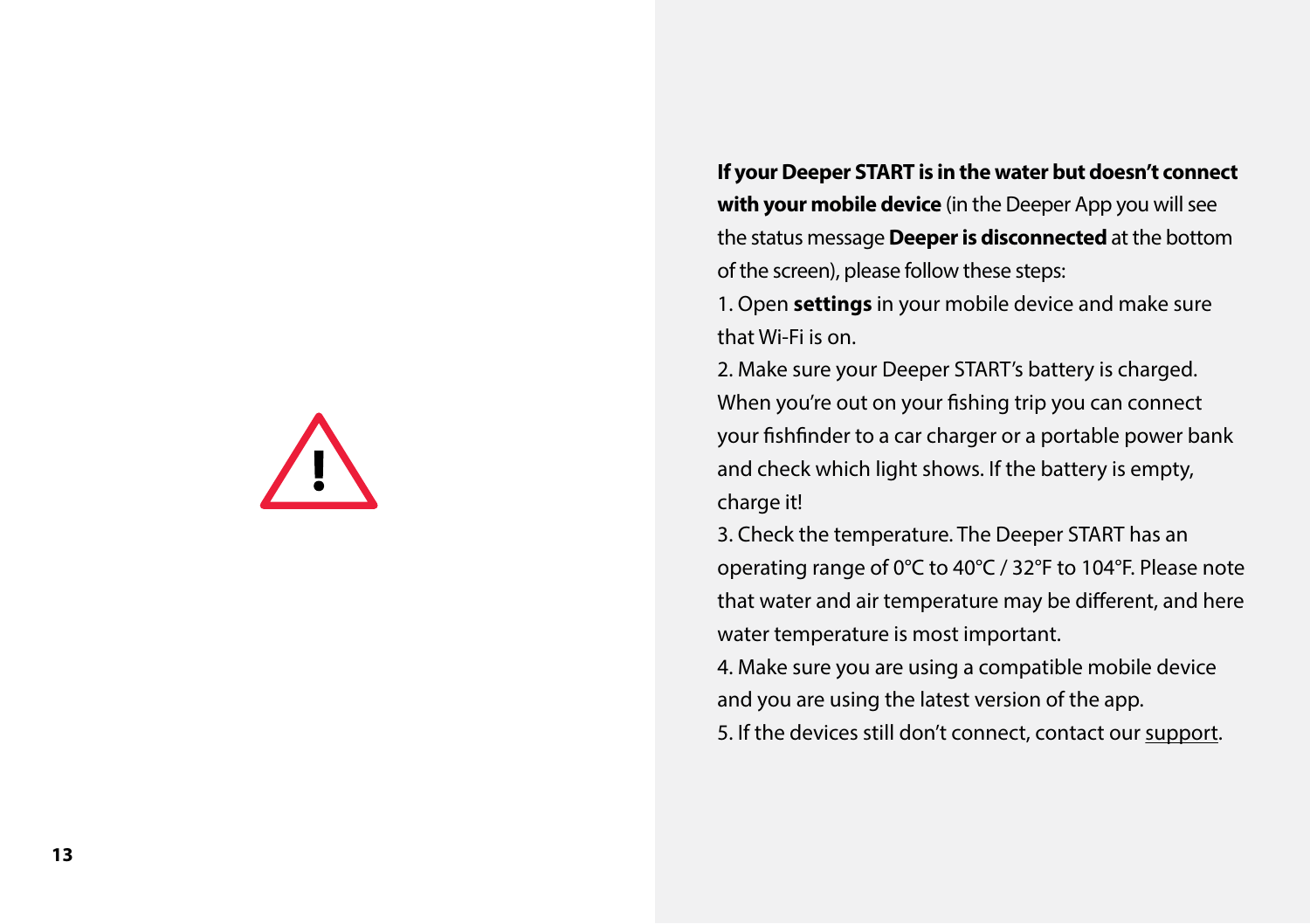**If your Deeper START is in the water but doesn't connect with your mobile device** (in the Deeper App you will see the status message **Deeper is disconnected** at the bottom of the screen), please follow these steps:

1. Open **settings** in your mobile device and make sure that Wi-Fi is on.
2. Make sure your Deeper START's battery is charged. When you're out on your fishing trip you can connect your fishfinder to a car charger or a portable power bank and check which light shows. If the battery is empty, charge it!
3. Check the temperature. The Deeper START has an operating range of 0°C to 40°C / 32°F to 104°F. Please note that water and air temperature may be different, and here water temperature is most important.
4. Make sure you are using a compatible mobile device and you are using the latest version of the app.
5. If the devices still don't connect, contact our support.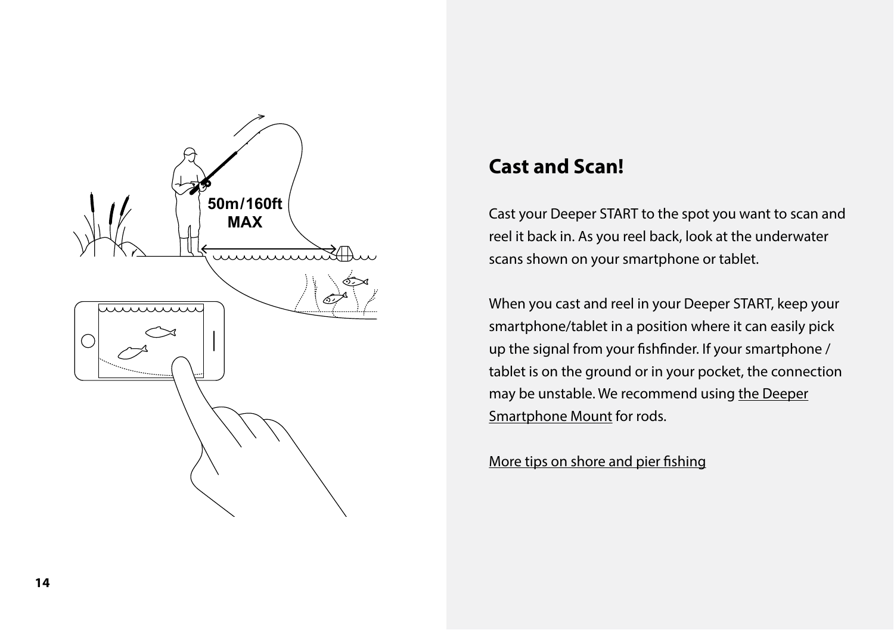## Cast and Scan!

Cast your Deeper START to the spot you want to scan and reel it back in. As you reel back, look at the underwater scans shown on your smartphone or tablet.

When you cast and reel in your Deeper START, keep your smartphone/tablet in a position where it can easily pick up the signal from your fishfinder. If your smartphone / tablet is on the ground or in your pocket, the connection may be unstable. We recommend using the Deeper Smartphone Mount for rods.

More tips on shore and pier fishing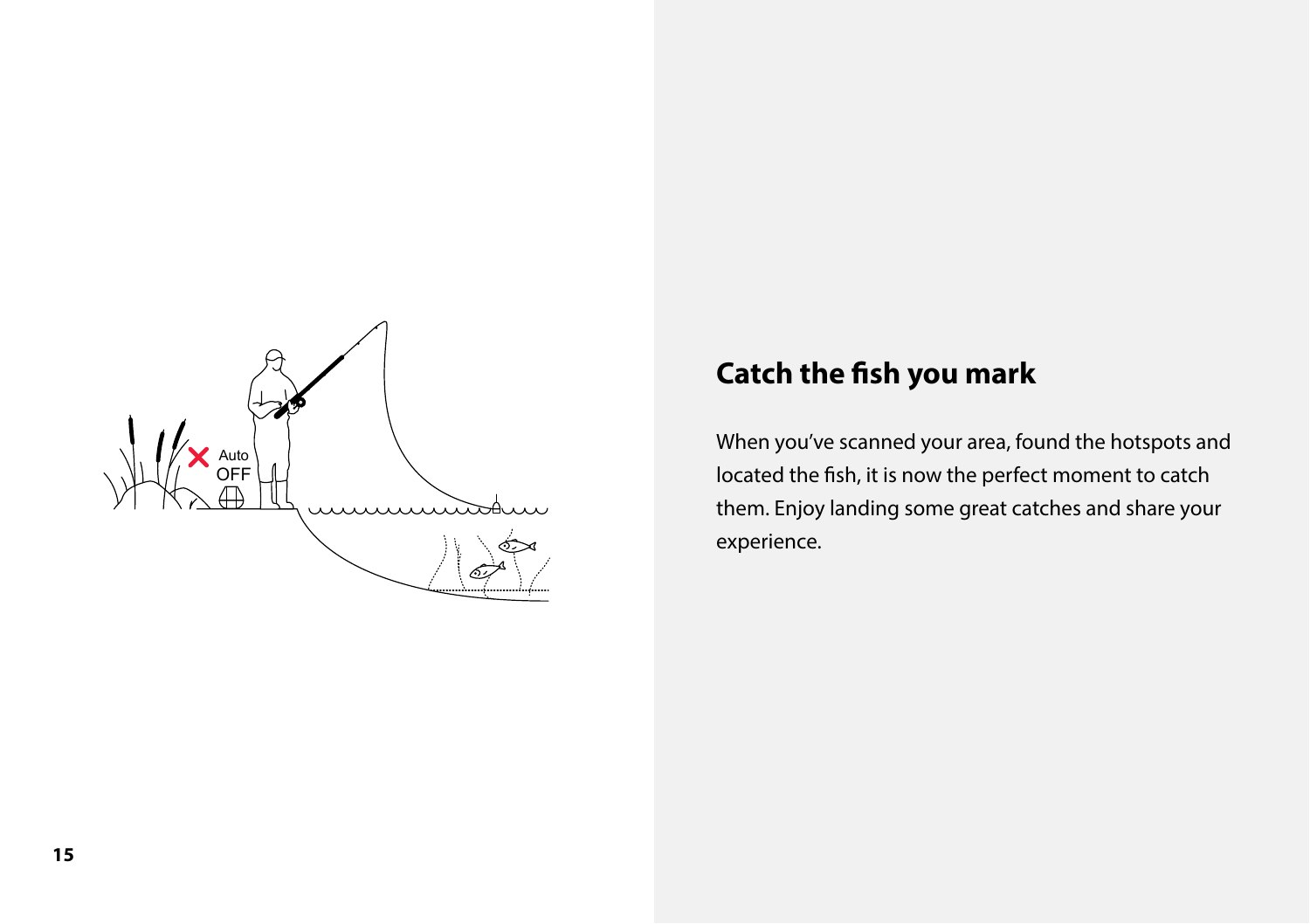## Catch the fish you mark

When you've scanned your area, found the hotspots and located the fish, it is now the perfect moment to catch them. Enjoy landing some great catches and share your experience.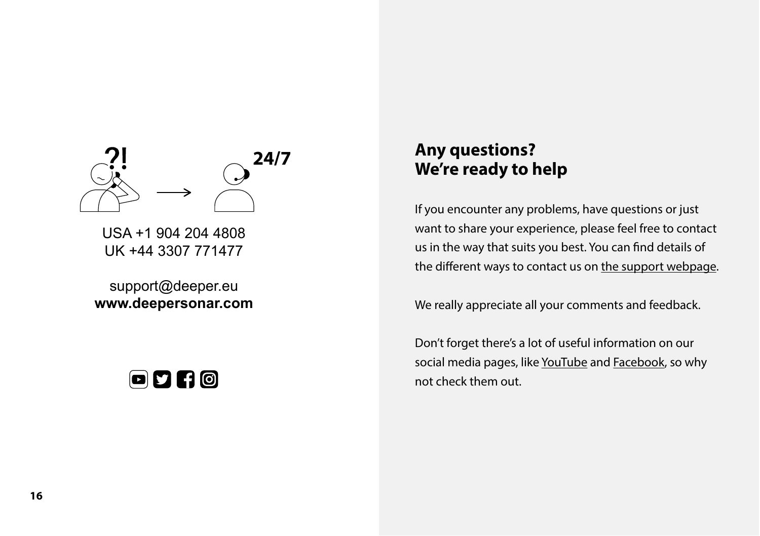?!

24/7

USA +1 904 204 4808
UK +44 3307 771477

support@deeper.eu
**www.deepersonar.com**

## Any questions? We're ready to help

If you encounter any problems, have questions or just want to share your experience, please feel free to contact us in the way that suits you best. You can find details of the different ways to contact us on the support webpage.

We really appreciate all your comments and feedback.

Don't forget there's a lot of useful information on our social media pages, like YouTube and Facebook, so why not check them out.